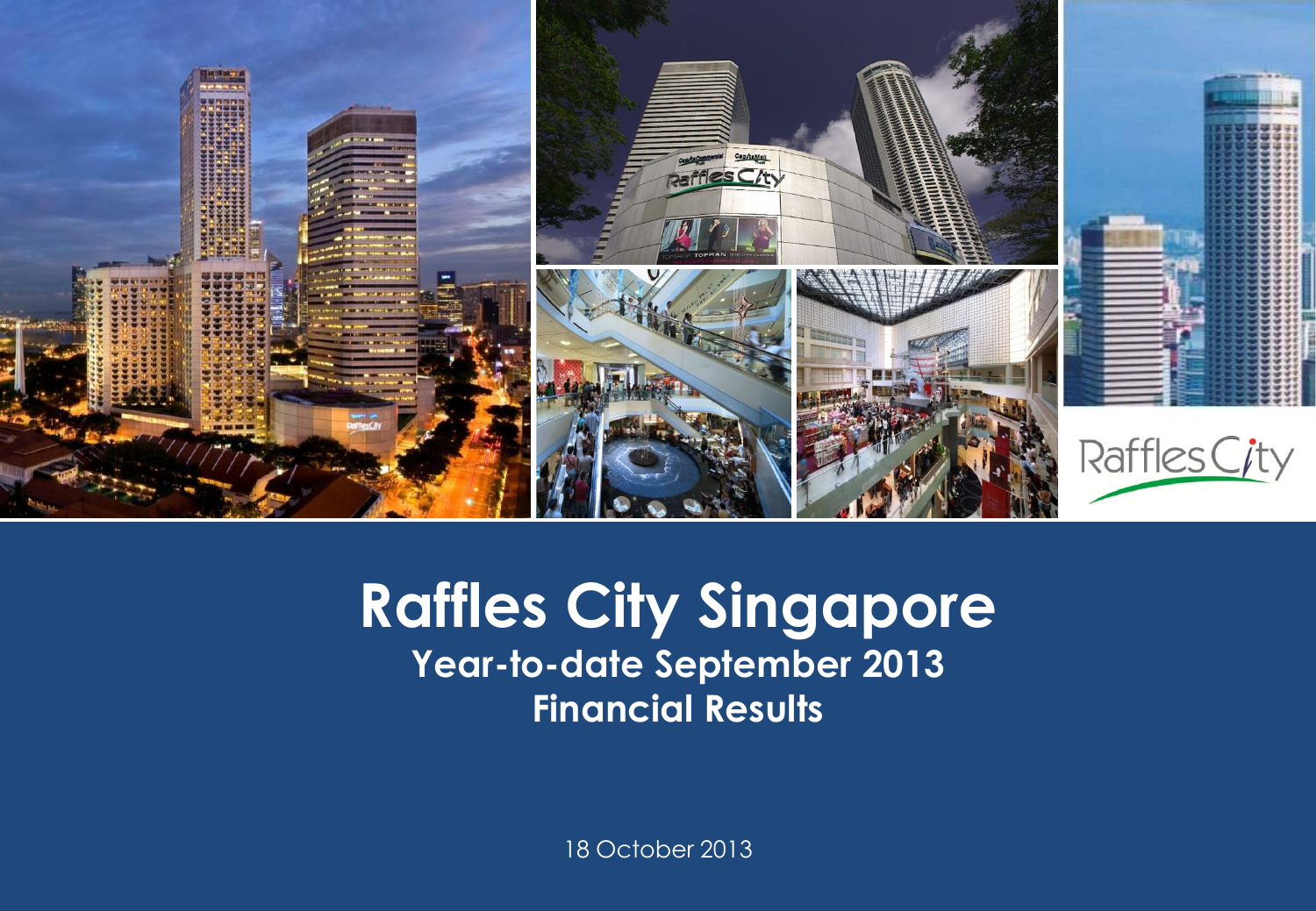# Raffles City Singapore

## Year-to-date September 2013 Financial Results

18 October 2013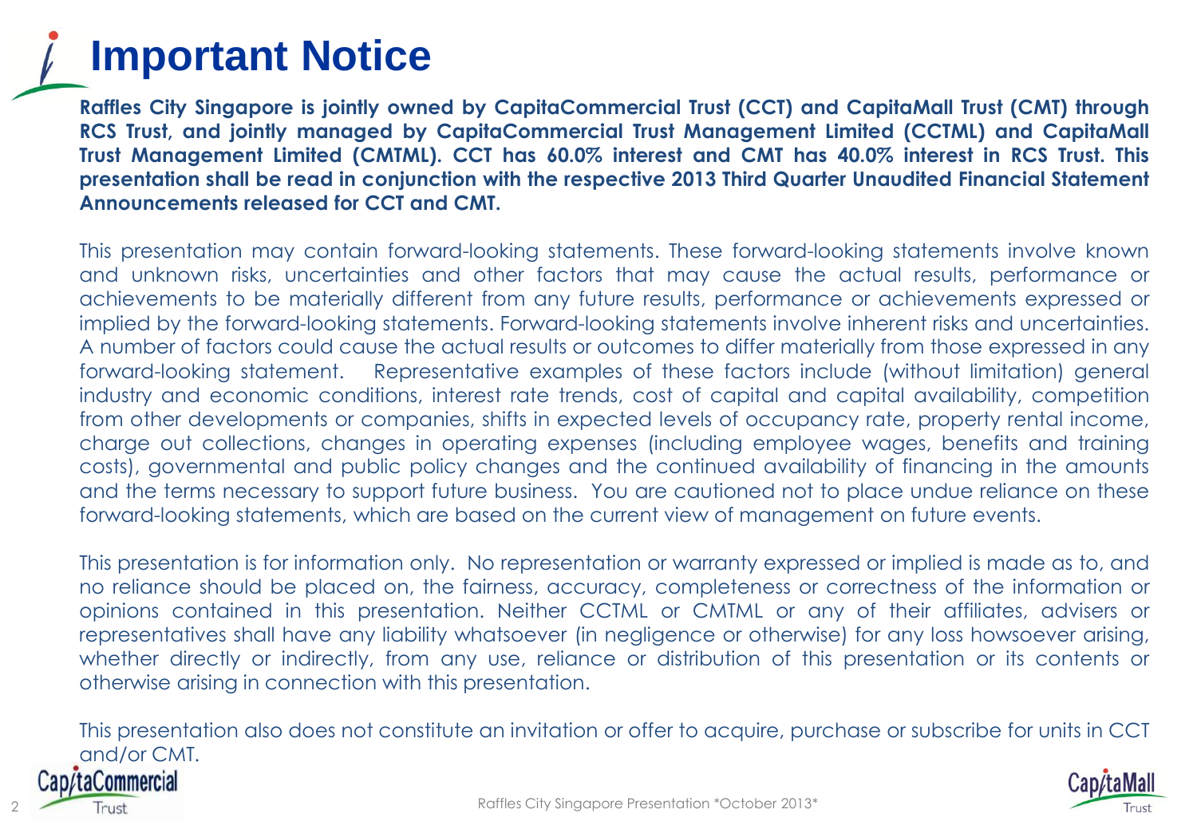# Important Notice

**Raffles City Singapore is jointly owned by CapitaCommercial Trust (CCT) and CapitaMall Trust (CMT) through RCS Trust, and jointly managed by CapitaCommercial Trust Management Limited (CCTML) and CapitaMall Trust Management Limited (CMTML). CCT has 60.0% interest and CMT has 40.0% interest in RCS Trust. This presentation shall be read in conjunction with the respective 2013 Third Quarter Unaudited Financial Statement Announcements released for CCT and CMT.**

This presentation may contain forward-looking statements. These forward-looking statements involve known and unknown risks, uncertainties and other factors that may cause the actual results, performance or achievements to be materially different from any future results, performance or achievements expressed or implied by the forward-looking statements. Forward-looking statements involve inherent risks and uncertainties. A number of factors could cause the actual results or outcomes to differ materially from those expressed in any forward-looking statement. Representative examples of these factors include (without limitation) general industry and economic conditions, interest rate trends, cost of capital and capital availability, competition from other developments or companies, shifts in expected levels of occupancy rate, property rental income, charge out collections, changes in operating expenses (including employee wages, benefits and training costs), governmental and public policy changes and the continued availability of financing in the amounts and the terms necessary to support future business. You are cautioned not to place undue reliance on these forward-looking statements, which are based on the current view of management on future events.

This presentation is for information only. No representation or warranty expressed or implied is made as to, and no reliance should be placed on, the fairness, accuracy, completeness or correctness of the information or opinions contained in this presentation. Neither CCTML or CMTML or any of their affiliates, advisers or representatives shall have any liability whatsoever (in negligence or otherwise) for any loss howsoever arising, whether directly or indirectly, from any use, reliance or distribution of this presentation or its contents or otherwise arising in connection with this presentation.

This presentation also does not constitute an invitation or offer to acquire, purchase or subscribe for units in CCT and/or CMT.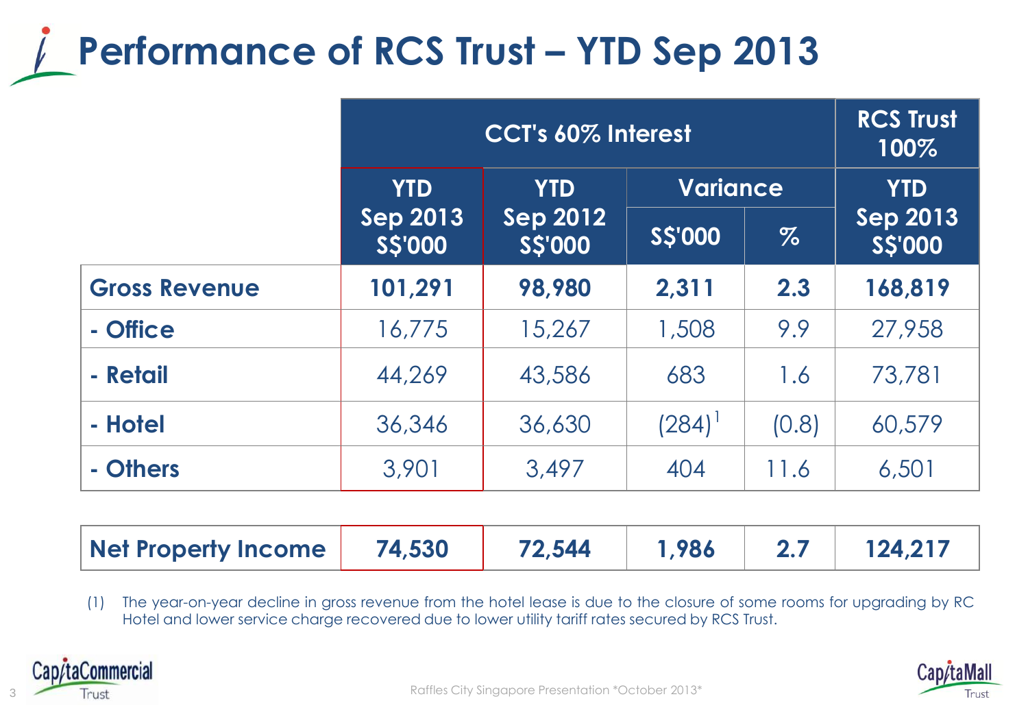# Performance of RCS Trust – YTD Sep 2013

| | CCT's 60% Interest | | | | RCS Trust 100% |
|---|---|---|---|---|---|
| | YTD Sep 2013 S$'000 | YTD Sep 2012 S$'000 | Variance | | YTD Sep 2013 S$'000 |
| | | | S$'000 | % | |
| **Gross Revenue** | **101,291** | **98,980** | **2,311** | **2.3** | **168,819** |
| **- Office** | 16,775 | 15,267 | 1,508 | 9.9 | 27,958 |
| **- Retail** | 44,269 | 43,586 | 683 | 1.6 | 73,781 |
| **- Hotel** | 36,346 | 36,630 | (284)[1] | (0.8) | 60,579 |
| **- Others** | 3,901 | 3,497 | 404 | 11.6 | 6,501 |
| **Net Property Income** | **74,530** | **72,544** | **1,986** | **2.7** | **124,217** |

(1) The year-on-year decline in gross revenue from the hotel lease is due to the closure of some rooms for upgrading by RC Hotel and lower service charge recovered due to lower utility tariff rates secured by RCS Trust.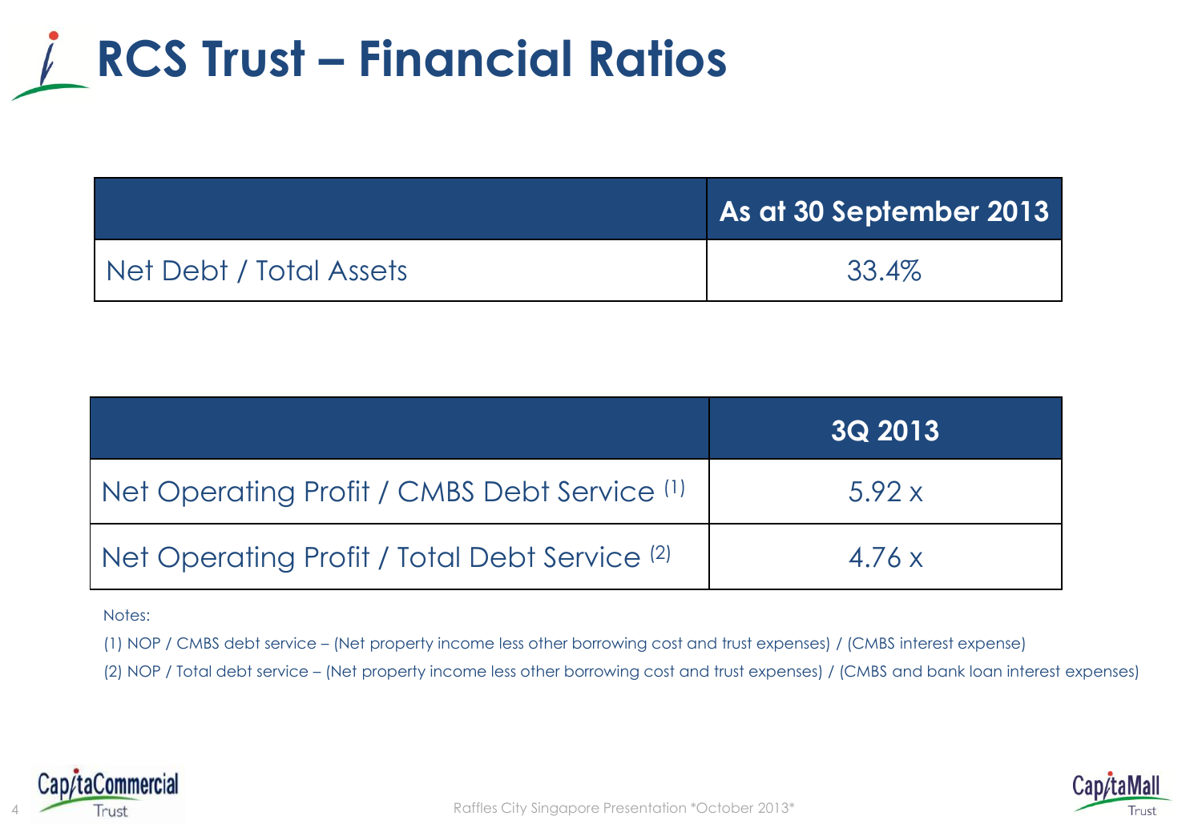# RCS Trust – Financial Ratios

| | As at 30 September 2013 |
|---|---|
| Net Debt / Total Assets | 33.4% |

| | 3Q 2013 |
|---|---|
| Net Operating Profit / CMBS Debt Service [1] | 5.92 x |
| Net Operating Profit / Total Debt Service [2] | 4.76 x |

Notes:

(1) NOP / CMBS debt service – (Net property income less other borrowing cost and trust expenses) / (CMBS interest expense)

(2) NOP / Total debt service – (Net property income less other borrowing cost and trust expenses) / (CMBS and bank loan interest expenses)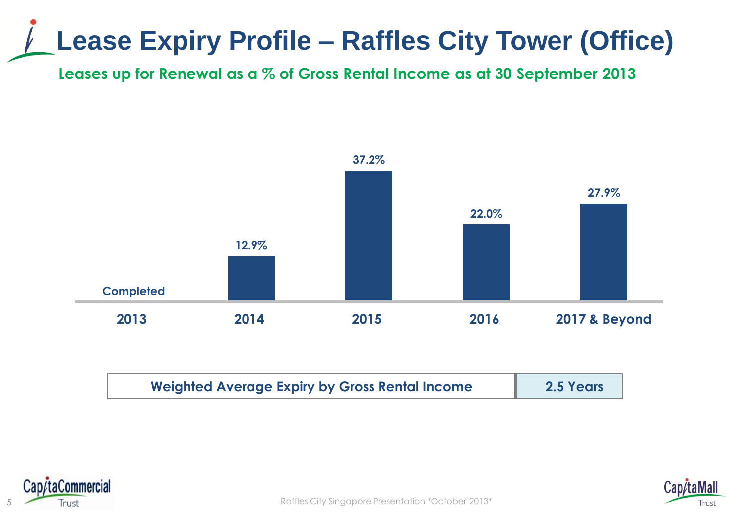# Lease Expiry Profile – Raffles City Tower (Office)

**Leases up for Renewal as a % of Gross Rental Income as at 30 September 2013**

| 2013 | 2014 | 2015 | 2016 | 2017 & Beyond |
|---|---|---|---|---|
| Completed | 12.9% | 37.2% | 22.0% | 27.9% |

| Weighted Average Expiry by Gross Rental Income | 2.5 Years |
|---|---|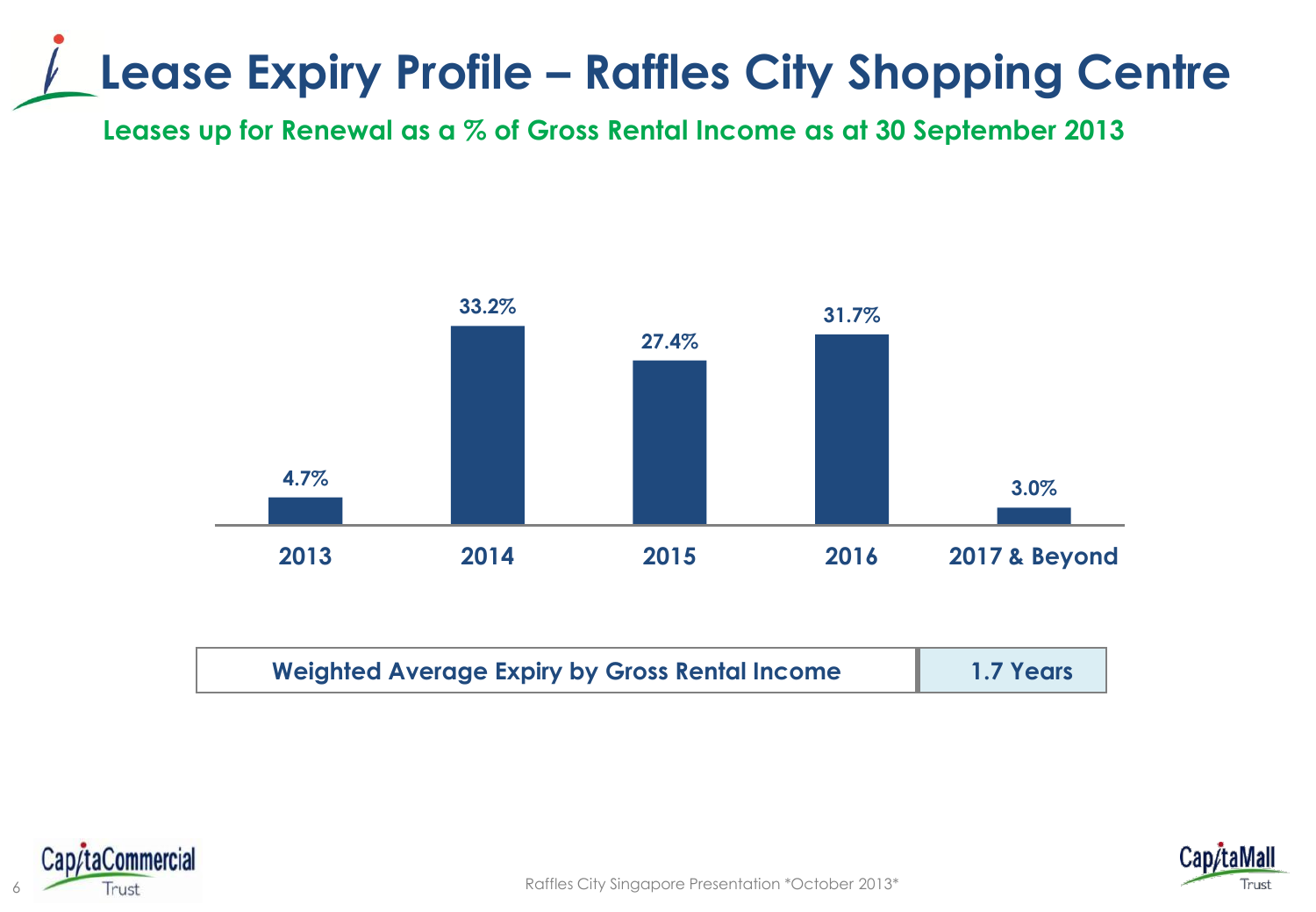# Lease Expiry Profile – Raffles City Shopping Centre

## Leases up for Renewal as a % of Gross Rental Income as at 30 September 2013

| 2013 | 2014 | 2015 | 2016 | 2017 & Beyond |
|---|---|---|---|---|
| 4.7% | 33.2% | 27.4% | 31.7% | 3.0% |

| Weighted Average Expiry by Gross Rental Income | 1.7 Years |
|---|---|

Raffles City Singapore Presentation *October 2013*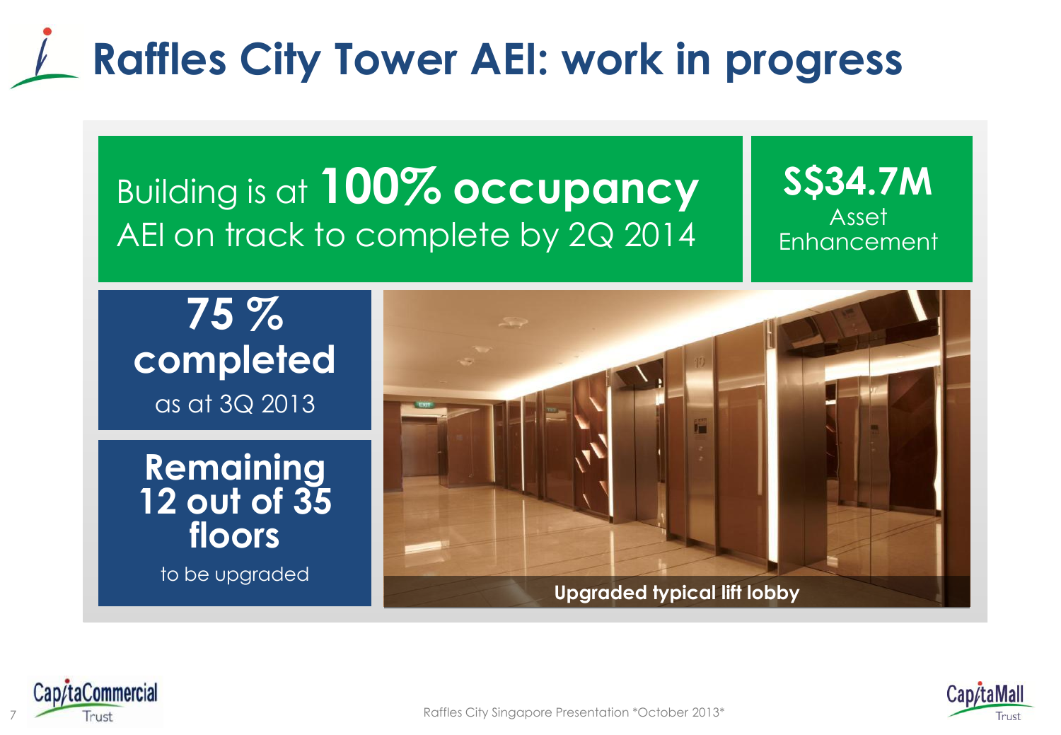# Raffles City Tower AEI: work in progress

Building is at **100% occupancy**
AEI on track to complete by 2Q 2014

**S$34.7M**
Asset Enhancement

**75 % completed**
as at 3Q 2013

**Remaining 12 out of 35 floors**
to be upgraded

**Upgraded typical lift lobby**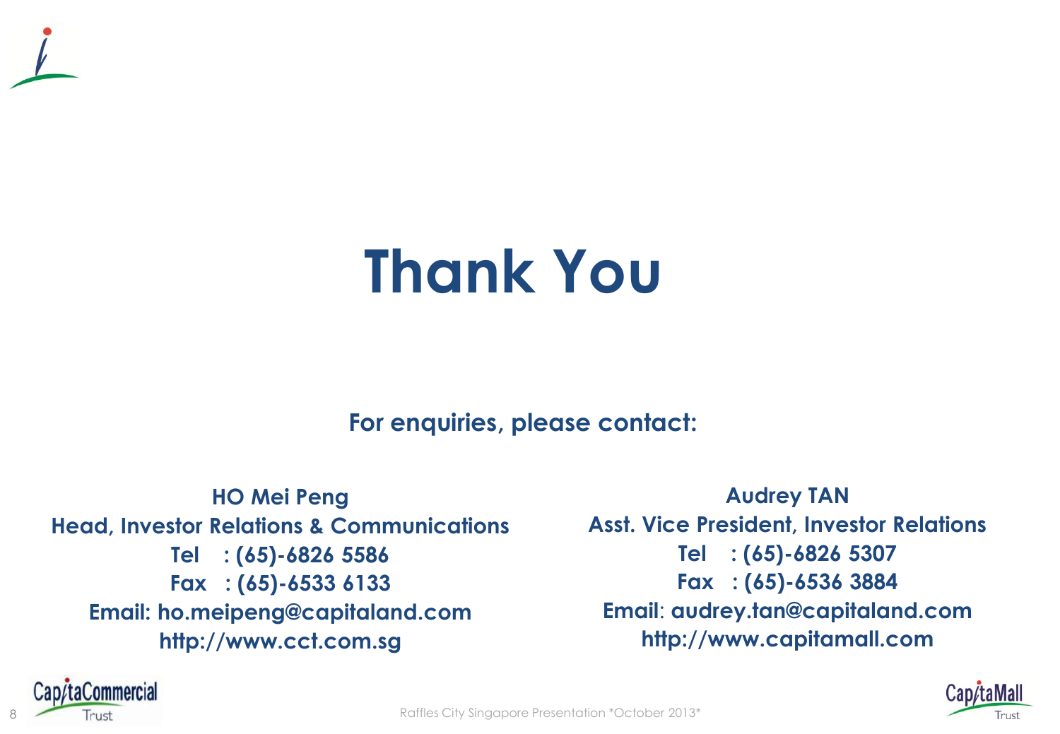# Thank You

**For enquiries, please contact:**

**HO Mei Peng**
**Head, Investor Relations & Communications**
**Tel : (65)-6826 5586**
**Fax : (65)-6533 6133**
**Email: ho.meipeng@capitaland.com**
**http://www.cct.com.sg**

**Audrey TAN**
**Asst. Vice President, Investor Relations**
**Tel : (65)-6826 5307**
**Fax : (65)-6536 3884**
**Email: audrey.tan@capitaland.com**
**http://www.capitamall.com**